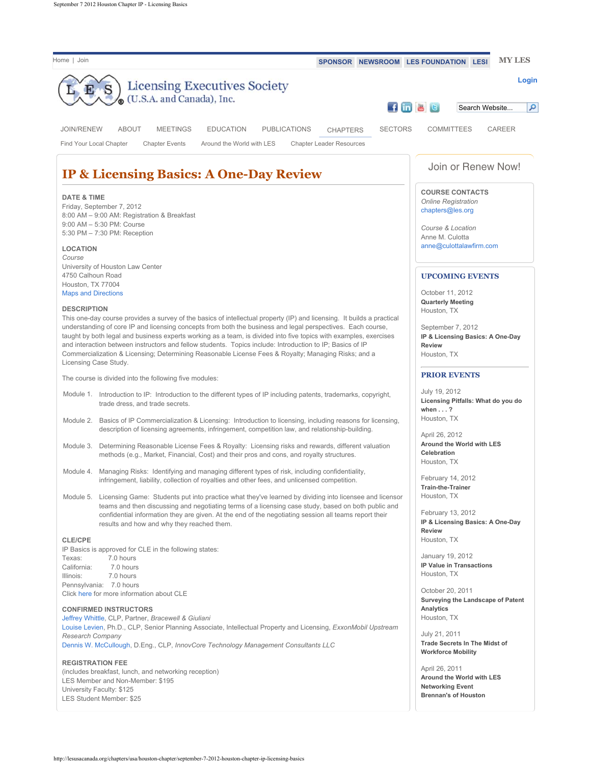Home | Join

SPONSOR | NEWSROOM | LES FOUNDATION | LESI

MY LES

Login

Licensing Executives Society (U.S.A. and Canada), Inc.

Search Website...

JOIN/RENEW | ABOUT | MEETINGS | EDUCATION | PUBLICATIONS | CHAPTERS | SECTORS | COMMITTEES | CAREER

Find Your Local Chapter | Chapter Events | Around the World with LES | Chapter Leader Resources

# IP & Licensing Basics: A One-Day Review

**DATE & TIME**
Friday, September 7, 2012
8:00 AM – 9:00 AM: Registration & Breakfast
9:00 AM – 5:30 PM: Course
5:30 PM – 7:30 PM: Reception

**LOCATION**
*Course*
University of Houston Law Center
4750 Calhoun Road
Houston, TX 77004
Maps and Directions

**DESCRIPTION**
This one-day course provides a survey of the basics of intellectual property (IP) and licensing. It builds a practical understanding of core IP and licensing concepts from both the business and legal perspectives. Each course, taught by both legal and business experts working as a team, is divided into five topics with examples, exercises and interaction between instructors and fellow students. Topics include: Introduction to IP; Basics of IP Commercialization & Licensing; Determining Reasonable License Fees & Royalty; Managing Risks; and a Licensing Case Study.

The course is divided into the following five modules:

Module 1. Introduction to IP: Introduction to the different types of IP including patents, trademarks, copyright, trade dress, and trade secrets.

Module 2. Basics of IP Commercialization & Licensing: Introduction to licensing, including reasons for licensing, description of licensing agreements, infringement, competition law, and relationship-building.

Module 3. Determining Reasonable License Fees & Royalty: Licensing risks and rewards, different valuation methods (e.g., Market, Financial, Cost) and their pros and cons, and royalty structures.

Module 4. Managing Risks: Identifying and managing different types of risk, including confidentiality, infringement, liability, collection of royalties and other fees, and unlicensed competition.

Module 5. Licensing Game: Students put into practice what they've learned by dividing into licensee and licensor teams and then discussing and negotiating terms of a licensing case study, based on both public and confidential information they are given. At the end of the negotiating session all teams report their results and how and why they reached them.

**CLE/CPE**
IP Basics is approved for CLE in the following states:
Texas: 7.0 hours
California: 7.0 hours
Illinois: 7.0 hours
Pennsylvania: 7.0 hours
Click here for more information about CLE

**CONFIRMED INSTRUCTORS**
Jeffrey Whittle, CLP, Partner, *Bracewell & Giuliani*
Louise Levien, Ph.D., CLP, Senior Planning Associate, Intellectual Property and Licensing, *ExxonMobil Upstream Research Company*
Dennis W. McCullough, D.Eng., CLP, *InnovCore Technology Management Consultants LLC*

**REGISTRATION FEE**
(includes breakfast, lunch, and networking reception)
LES Member and Non-Member: $195
University Faculty: $125
LES Student Member: $25

Join or Renew Now!

**COURSE CONTACTS**
*Online Registration*
chapters@les.org

*Course & Location*
Anne M. Culotta
anne@culottalawfirm.com

**UPCOMING EVENTS**

October 11, 2012
**Quarterly Meeting**
Houston, TX

September 7, 2012
**IP & Licensing Basics: A One-Day Review**
Houston, TX

**PRIOR EVENTS**

July 19, 2012
**Licensing Pitfalls: What do you do when . . . ?**
Houston, TX

April 26, 2012
**Around the World with LES Celebration**
Houston, TX

February 14, 2012
**Train-the-Trainer**
Houston, TX

February 13, 2012
**IP & Licensing Basics: A One-Day Review**
Houston, TX

January 19, 2012
**IP Value in Transactions**
Houston, TX

October 20, 2011
**Surveying the Landscape of Patent Analytics**
Houston, TX

July 21, 2011
**Trade Secrets In The Midst of Workforce Mobility**

April 26, 2011
**Around the World with LES Networking Event**
**Brennan's of Houston**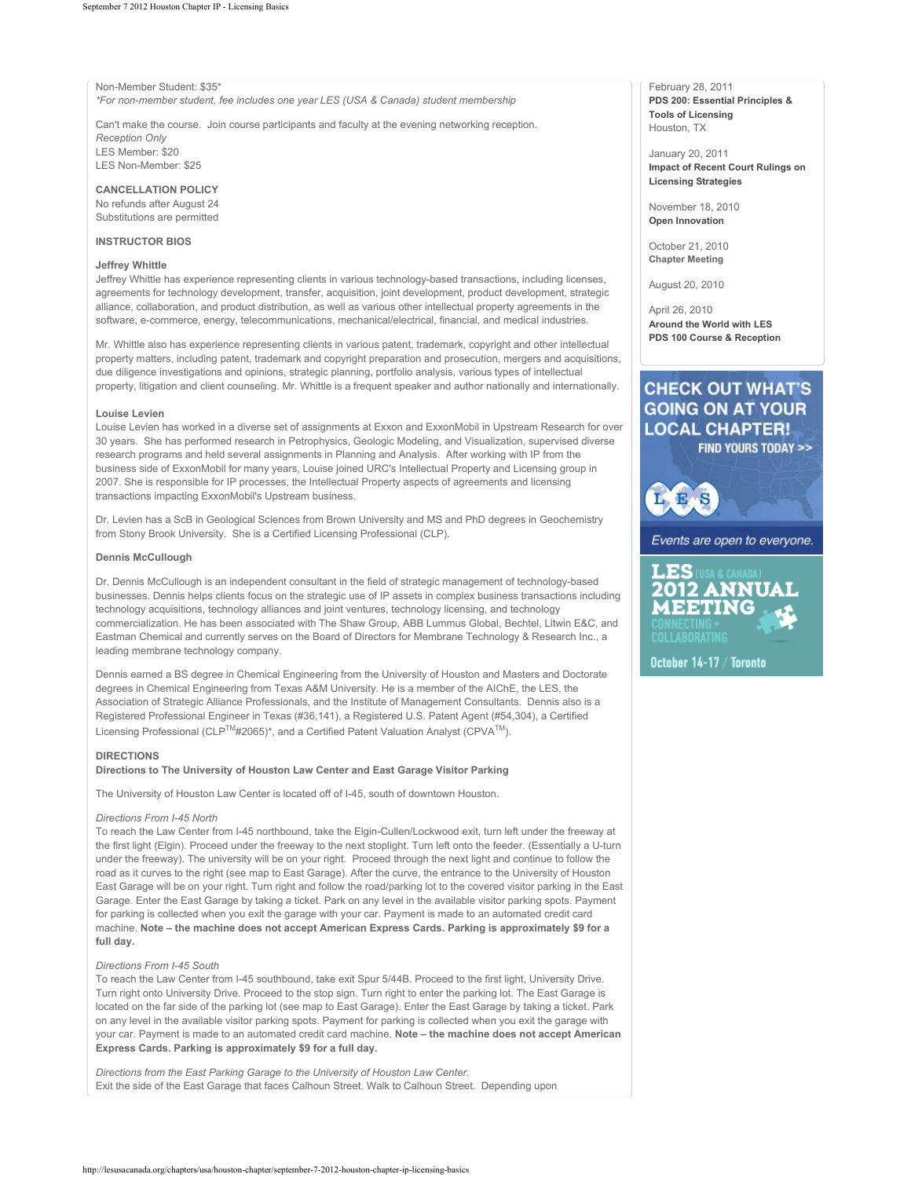Non-Member Student: $35*
*For non-member student, fee includes one year LES (USA & Canada) student membership*

Can't make the course. Join course participants and faculty at the evening networking reception.
*Reception Only*
LES Member: $20
LES Non-Member: $25

**CANCELLATION POLICY**
No refunds after August 24
Substitutions are permitted

**INSTRUCTOR BIOS**

**Jeffrey Whittle**
Jeffrey Whittle has experience representing clients in various technology-based transactions, including licenses, agreements for technology development, transfer, acquisition, joint development, product development, strategic alliance, collaboration, and product distribution, as well as various other intellectual property agreements in the software, e-commerce, energy, telecommunications, mechanical/electrical, financial, and medical industries.

Mr. Whittle also has experience representing clients in various patent, trademark, copyright and other intellectual property matters, including patent, trademark and copyright preparation and prosecution, mergers and acquisitions, due diligence investigations and opinions, strategic planning, portfolio analysis, various types of intellectual property, litigation and client counseling. Mr. Whittle is a frequent speaker and author nationally and internationally.

**Louise Levien**
Louise Levien has worked in a diverse set of assignments at Exxon and ExxonMobil in Upstream Research for over 30 years. She has performed research in Petrophysics, Geologic Modeling, and Visualization, supervised diverse research programs and held several assignments in Planning and Analysis. After working with IP from the business side of ExxonMobil for many years, Louise joined URC's Intellectual Property and Licensing group in 2007. She is responsible for IP processes, the Intellectual Property aspects of agreements and licensing transactions impacting ExxonMobil's Upstream business.

Dr. Levien has a ScB in Geological Sciences from Brown University and MS and PhD degrees in Geochemistry from Stony Brook University. She is a Certified Licensing Professional (CLP).

**Dennis McCullough**

Dr. Dennis McCullough is an independent consultant in the field of strategic management of technology-based businesses. Dennis helps clients focus on the strategic use of IP assets in complex business transactions including technology acquisitions, technology alliances and joint ventures, technology licensing, and technology commercialization. He has been associated with The Shaw Group, ABB Lummus Global, Bechtel, Litwin E&C, and Eastman Chemical and currently serves on the Board of Directors for Membrane Technology & Research Inc., a leading membrane technology company.

Dennis earned a BS degree in Chemical Engineering from the University of Houston and Masters and Doctorate degrees in Chemical Engineering from Texas A&M University. He is a member of the AIChE, the LES, the Association of Strategic Alliance Professionals, and the Institute of Management Consultants. Dennis also is a Registered Professional Engineer in Texas (#36,141), a Registered U.S. Patent Agent (#54,304), a Certified Licensing Professional (CLP™#2065)*, and a Certified Patent Valuation Analyst (CPVA™).

**DIRECTIONS**
**Directions to The University of Houston Law Center and East Garage Visitor Parking**

The University of Houston Law Center is located off of I-45, south of downtown Houston.

*Directions From I-45 North*
To reach the Law Center from I-45 northbound, take the Elgin-Cullen/Lockwood exit, turn left under the freeway at the first light (Elgin). Proceed under the freeway to the next stoplight. Turn left onto the feeder. (Essentially a U-turn under the freeway). The university will be on your right. Proceed through the next light and continue to follow the road as it curves to the right (see map to East Garage). After the curve, the entrance to the University of Houston East Garage will be on your right. Turn right and follow the road/parking lot to the covered visitor parking in the East Garage. Enter the East Garage by taking a ticket. Park on any level in the available visitor parking spots. Payment for parking is collected when you exit the garage with your car. Payment is made to an automated credit card machine. **Note – the machine does not accept American Express Cards. Parking is approximately $9 for a full day.**

*Directions From I-45 South*
To reach the Law Center from I-45 southbound, take exit Spur 5/44B. Proceed to the first light, University Drive. Turn right onto University Drive. Proceed to the stop sign. Turn right to enter the parking lot. The East Garage is located on the far side of the parking lot (see map to East Garage). Enter the East Garage by taking a ticket. Park on any level in the available visitor parking spots. Payment for parking is collected when you exit the garage with your car. Payment is made to an automated credit card machine. **Note – the machine does not accept American Express Cards. Parking is approximately $9 for a full day.**

*Directions from the East Parking Garage to the University of Houston Law Center.*
Exit the side of the East Garage that faces Calhoun Street. Walk to Calhoun Street. Depending upon

February 28, 2011
**PDS 200: Essential Principles & Tools of Licensing**
Houston, TX

January 20, 2011
**Impact of Recent Court Rulings on Licensing Strategies**

November 18, 2010
**Open Innovation**

October 21, 2010
**Chapter Meeting**

August 20, 2010

April 26, 2010
**Around the World with LES**
**PDS 100 Course & Reception**

CHECK OUT WHAT'S GOING ON AT YOUR LOCAL CHAPTER!
FIND YOURS TODAY >>

Events are open to everyone.

LES (USA & CANADA) 2012 ANNUAL MEETING
CONNECTING + COLLABORATING
October 14-17 / Toronto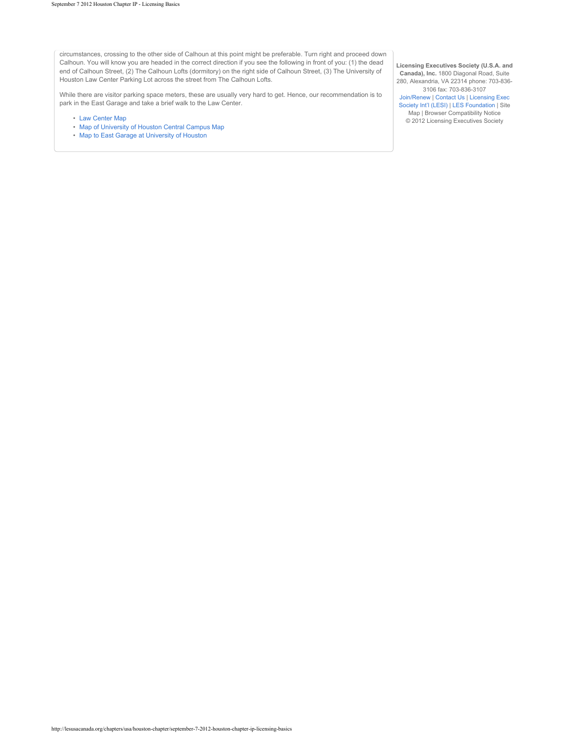circumstances, crossing to the other side of Calhoun at this point might be preferable. Turn right and proceed down Calhoun. You will know you are headed in the correct direction if you see the following in front of you: (1) the dead end of Calhoun Street, (2) The Calhoun Lofts (dormitory) on the right side of Calhoun Street, (3) The University of Houston Law Center Parking Lot across the street from The Calhoun Lofts.

While there are visitor parking space meters, these are usually very hard to get. Hence, our recommendation is to park in the East Garage and take a brief walk to the Law Center.

- Law Center Map
- Map of University of Houston Central Campus Map
- Map to East Garage at University of Houston

**Licensing Executives Society (U.S.A. and Canada), Inc.** 1800 Diagonal Road, Suite 280, Alexandria, VA 22314 phone: 703-836-3106 fax: 703-836-3107

Join/Renew | Contact Us | Licensing Exec Society Int'l (LESI) | LES Foundation | Site Map | Browser Compatibility Notice

© 2012 Licensing Executives Society